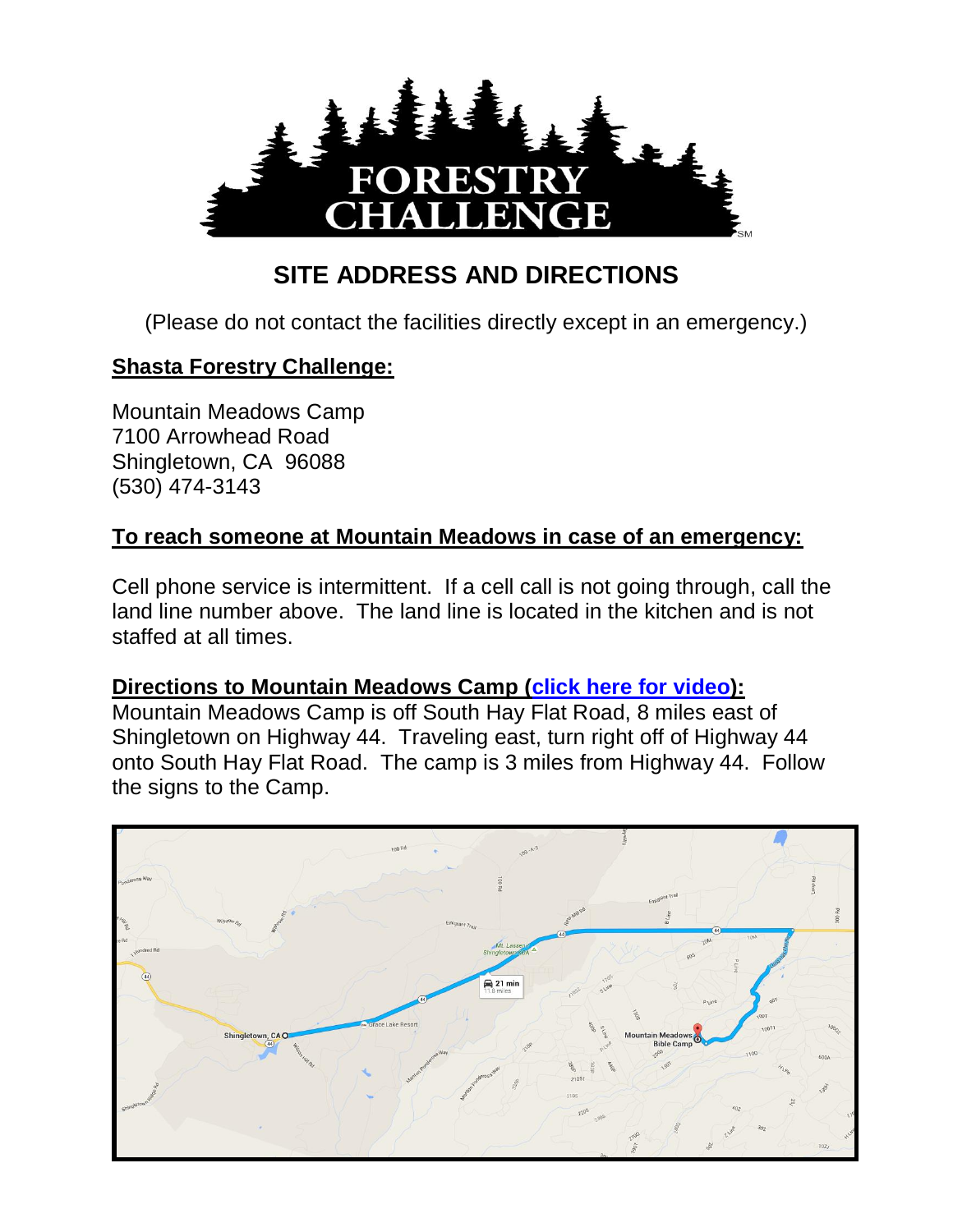FORESTRY CHALLENGE[SM]

# SITE ADDRESS AND DIRECTIONS

(Please do not contact the facilities directly except in an emergency.)

## Shasta Forestry Challenge:

Mountain Meadows Camp
7100 Arrowhead Road
Shingletown, CA 96088
(530) 474-3143

## To reach someone at Mountain Meadows in case of an emergency:

Cell phone service is intermittent. If a cell call is not going through, call the land line number above. The land line is located in the kitchen and is not staffed at all times.

## Directions to Mountain Meadows Camp (click here for video):

Mountain Meadows Camp is off South Hay Flat Road, 8 miles east of Shingletown on Highway 44. Traveling east, turn right off of Highway 44 onto South Hay Flat Road. The camp is 3 miles from Highway 44. Follow the signs to the Camp.

Shingletown, CA
Grace Lake Resort
Mt. Lassen Shingletown KOA
21 min
11.8 miles
44
Mountain Meadows Bible Camp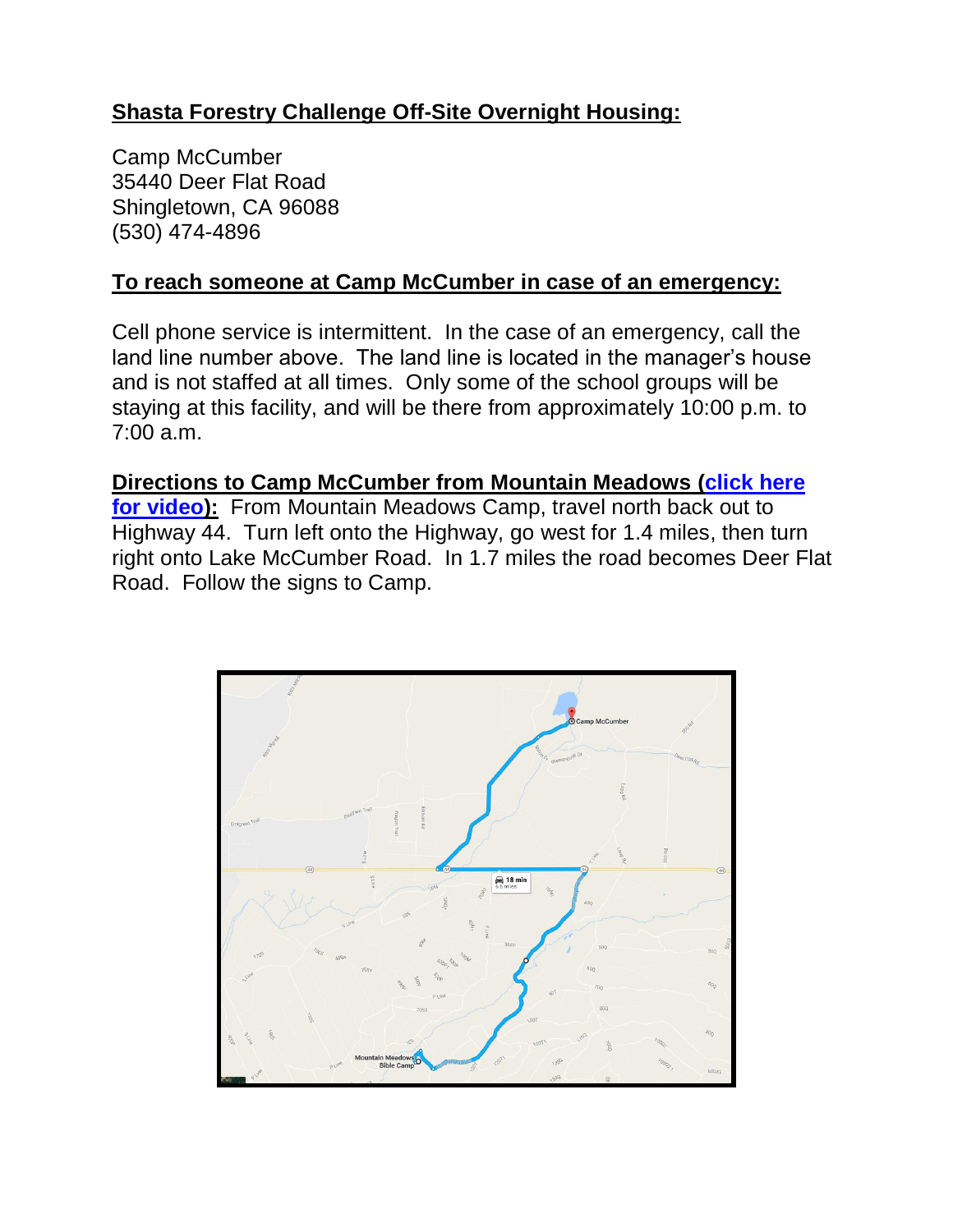**Shasta Forestry Challenge Off-Site Overnight Housing:**

Camp McCumber
35440 Deer Flat Road
Shingletown, CA 96088
(530) 474-4896

**To reach someone at Camp McCumber in case of an emergency:**

Cell phone service is intermittent. In the case of an emergency, call the land line number above. The land line is located in the manager's house and is not staffed at all times. Only some of the school groups will be staying at this facility, and will be there from approximately 10:00 p.m. to 7:00 a.m.

**Directions to Camp McCumber from Mountain Meadows (click here for video):** From Mountain Meadows Camp, travel north back out to Highway 44. Turn left onto the Highway, go west for 1.4 miles, then turn right onto Lake McCumber Road. In 1.7 miles the road becomes Deer Flat Road. Follow the signs to Camp.

Camp McCumber

18 min
6.5 miles

Mountain Meadows Bible Camp